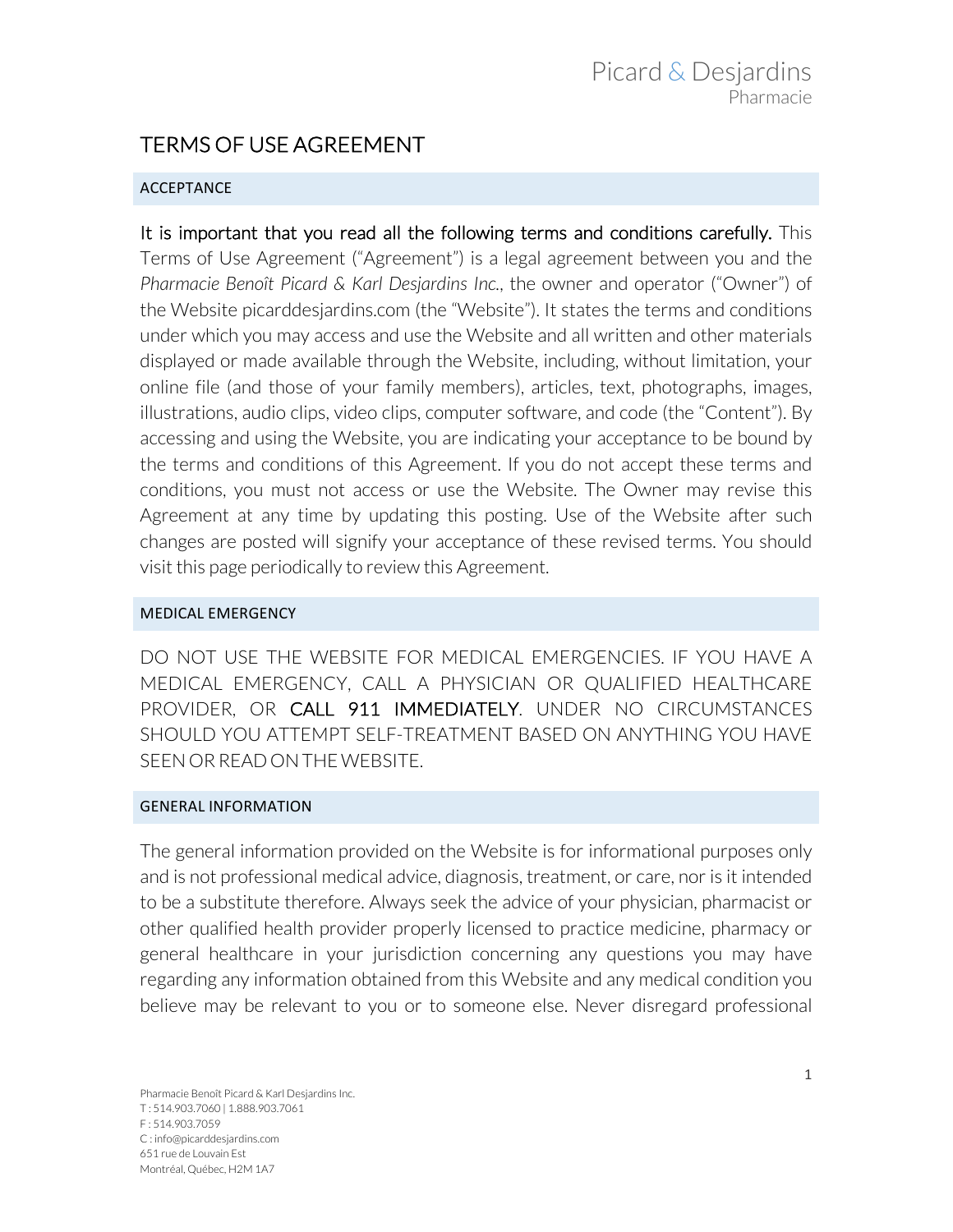Picard & Desjardins
Pharmacie

# TERMS OF USE AGREEMENT

## ACCEPTANCE

It is important that you read all the following terms and conditions carefully. This Terms of Use Agreement ("Agreement") is a legal agreement between you and the *Pharmacie Benoît Picard & Karl Desjardins Inc.*, the owner and operator ("Owner") of the Website picarddesjardins.com (the "Website"). It states the terms and conditions under which you may access and use the Website and all written and other materials displayed or made available through the Website, including, without limitation, your online file (and those of your family members), articles, text, photographs, images, illustrations, audio clips, video clips, computer software, and code (the "Content"). By accessing and using the Website, you are indicating your acceptance to be bound by the terms and conditions of this Agreement. If you do not accept these terms and conditions, you must not access or use the Website. The Owner may revise this Agreement at any time by updating this posting. Use of the Website after such changes are posted will signify your acceptance of these revised terms. You should visit this page periodically to review this Agreement.

## MEDICAL EMERGENCY

DO NOT USE THE WEBSITE FOR MEDICAL EMERGENCIES. IF YOU HAVE A MEDICAL EMERGENCY, CALL A PHYSICIAN OR QUALIFIED HEALTHCARE PROVIDER, OR CALL 911 IMMEDIATELY. UNDER NO CIRCUMSTANCES SHOULD YOU ATTEMPT SELF-TREATMENT BASED ON ANYTHING YOU HAVE SEEN OR READ ON THE WEBSITE.

## GENERAL INFORMATION

The general information provided on the Website is for informational purposes only and is not professional medical advice, diagnosis, treatment, or care, nor is it intended to be a substitute therefore. Always seek the advice of your physician, pharmacist or other qualified health provider properly licensed to practice medicine, pharmacy or general healthcare in your jurisdiction concerning any questions you may have regarding any information obtained from this Website and any medical condition you believe may be relevant to you or to someone else. Never disregard professional

Pharmacie Benoît Picard & Karl Desjardins Inc.
T : 514.903.7060 | 1.888.903.7061
F : 514.903.7059
C : info@picarddesjardins.com
651 rue de Louvain Est
Montréal, Québec, H2M 1A7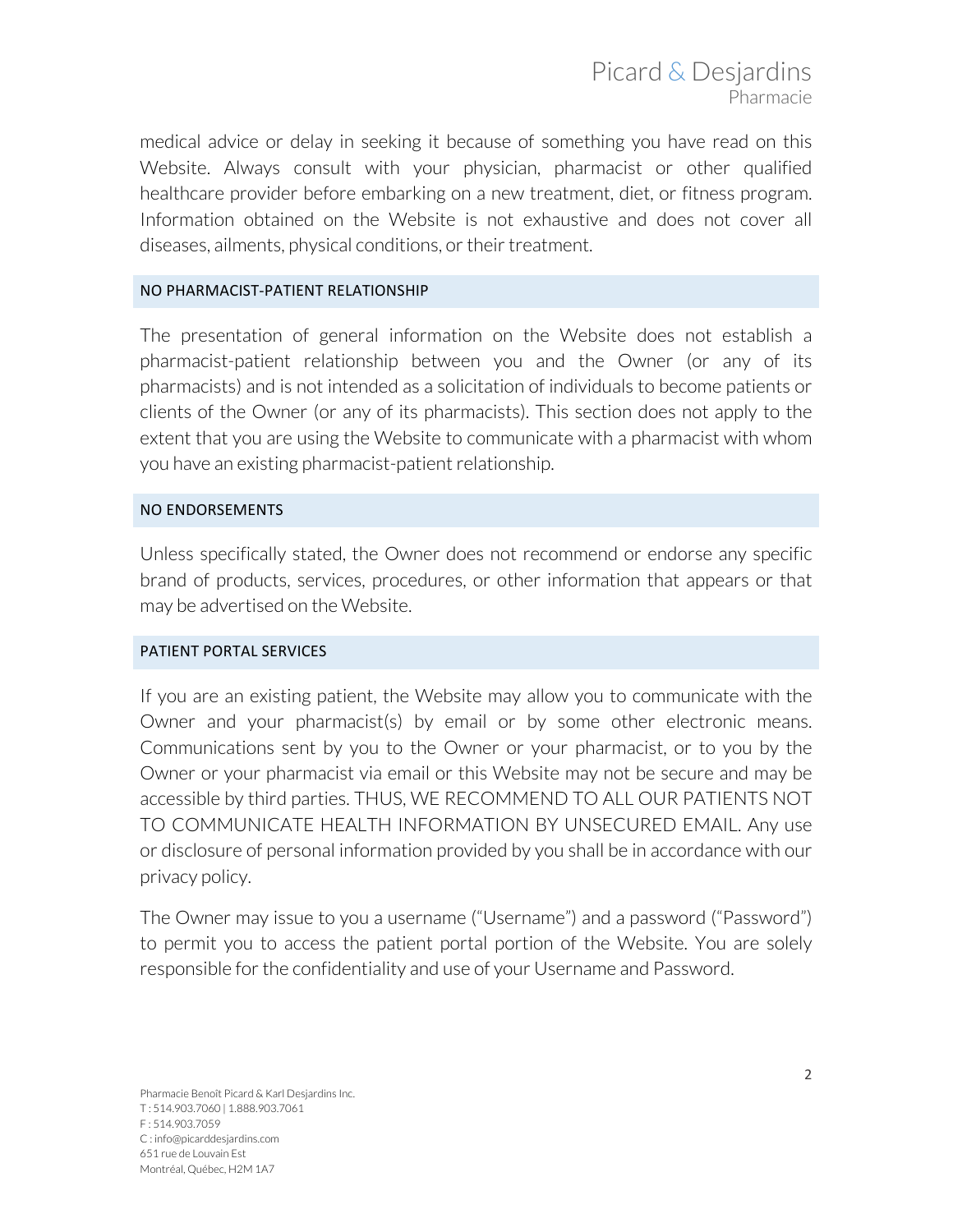medical advice or delay in seeking it because of something you have read on this Website. Always consult with your physician, pharmacist or other qualified healthcare provider before embarking on a new treatment, diet, or fitness program. Information obtained on the Website is not exhaustive and does not cover all diseases, ailments, physical conditions, or their treatment.

## NO PHARMACIST-PATIENT RELATIONSHIP

The presentation of general information on the Website does not establish a pharmacist-patient relationship between you and the Owner (or any of its pharmacists) and is not intended as a solicitation of individuals to become patients or clients of the Owner (or any of its pharmacists). This section does not apply to the extent that you are using the Website to communicate with a pharmacist with whom you have an existing pharmacist-patient relationship.

## NO ENDORSEMENTS

Unless specifically stated, the Owner does not recommend or endorse any specific brand of products, services, procedures, or other information that appears or that may be advertised on the Website.

## PATIENT PORTAL SERVICES

If you are an existing patient, the Website may allow you to communicate with the Owner and your pharmacist(s) by email or by some other electronic means. Communications sent by you to the Owner or your pharmacist, or to you by the Owner or your pharmacist via email or this Website may not be secure and may be accessible by third parties. THUS, WE RECOMMEND TO ALL OUR PATIENTS NOT TO COMMUNICATE HEALTH INFORMATION BY UNSECURED EMAIL. Any use or disclosure of personal information provided by you shall be in accordance with our privacy policy.

The Owner may issue to you a username ("Username") and a password ("Password") to permit you to access the patient portal portion of the Website. You are solely responsible for the confidentiality and use of your Username and Password.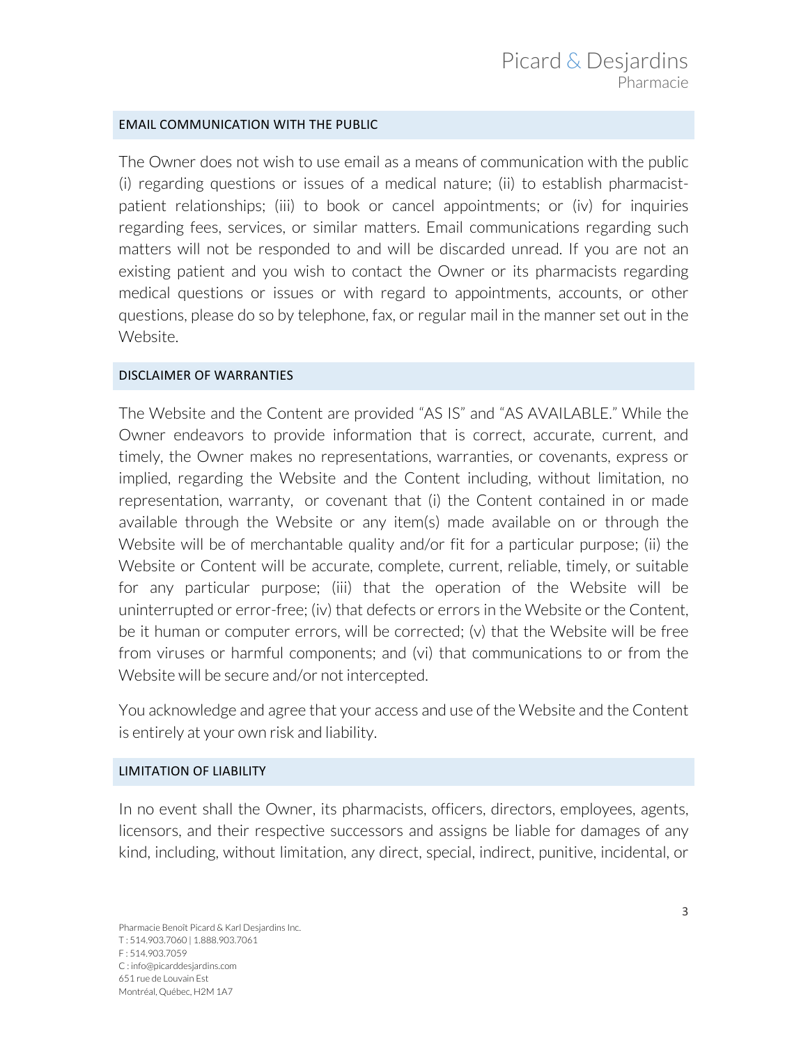## EMAIL COMMUNICATION WITH THE PUBLIC

The Owner does not wish to use email as a means of communication with the public (i) regarding questions or issues of a medical nature; (ii) to establish pharmacist-patient relationships; (iii) to book or cancel appointments; or (iv) for inquiries regarding fees, services, or similar matters. Email communications regarding such matters will not be responded to and will be discarded unread. If you are not an existing patient and you wish to contact the Owner or its pharmacists regarding medical questions or issues or with regard to appointments, accounts, or other questions, please do so by telephone, fax, or regular mail in the manner set out in the Website.

## DISCLAIMER OF WARRANTIES

The Website and the Content are provided "AS IS" and "AS AVAILABLE." While the Owner endeavors to provide information that is correct, accurate, current, and timely, the Owner makes no representations, warranties, or covenants, express or implied, regarding the Website and the Content including, without limitation, no representation, warranty, or covenant that (i) the Content contained in or made available through the Website or any item(s) made available on or through the Website will be of merchantable quality and/or fit for a particular purpose; (ii) the Website or Content will be accurate, complete, current, reliable, timely, or suitable for any particular purpose; (iii) that the operation of the Website will be uninterrupted or error-free; (iv) that defects or errors in the Website or the Content, be it human or computer errors, will be corrected; (v) that the Website will be free from viruses or harmful components; and (vi) that communications to or from the Website will be secure and/or not intercepted.

You acknowledge and agree that your access and use of the Website and the Content is entirely at your own risk and liability.

## LIMITATION OF LIABILITY

In no event shall the Owner, its pharmacists, officers, directors, employees, agents, licensors, and their respective successors and assigns be liable for damages of any kind, including, without limitation, any direct, special, indirect, punitive, incidental, or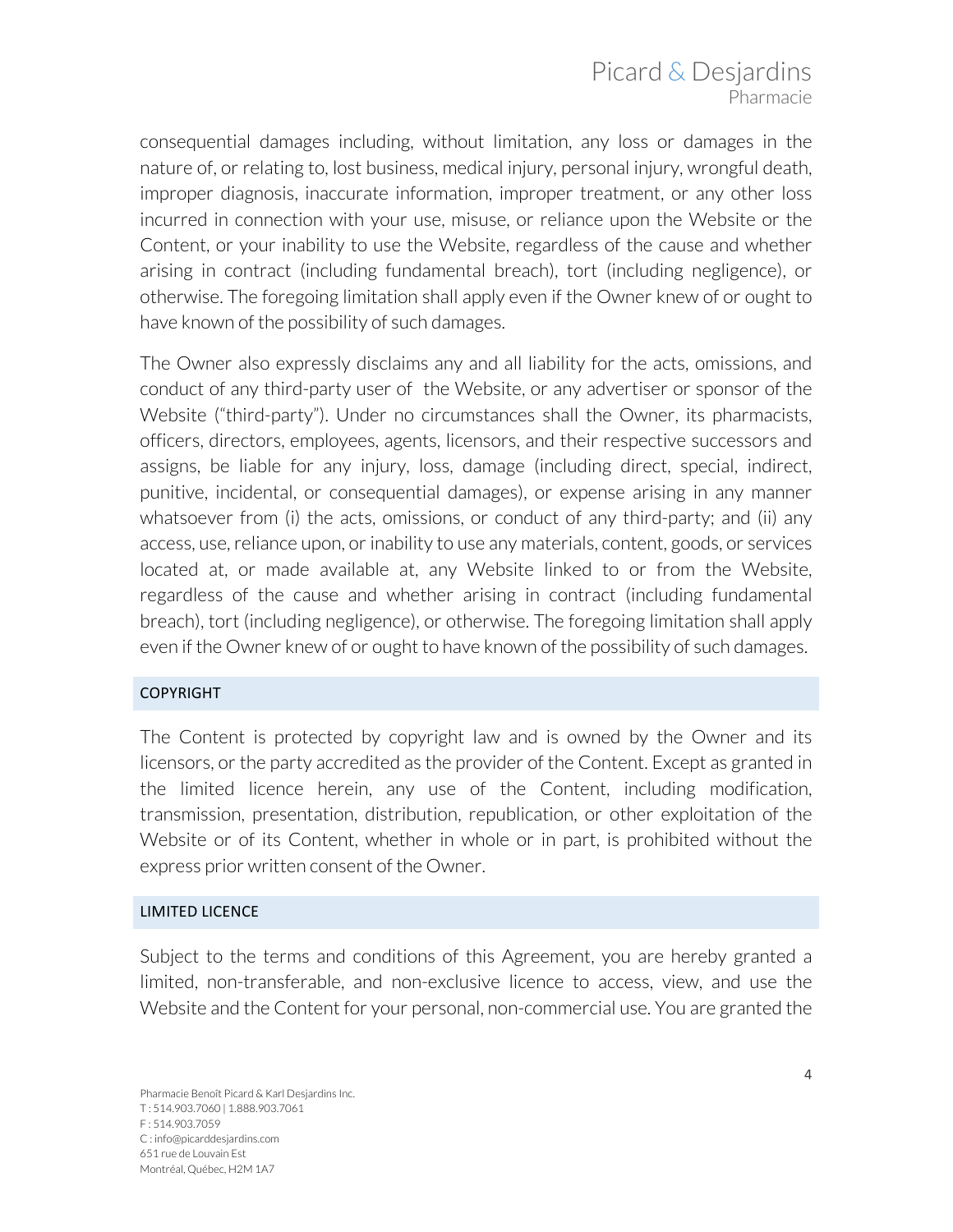consequential damages including, without limitation, any loss or damages in the nature of, or relating to, lost business, medical injury, personal injury, wrongful death, improper diagnosis, inaccurate information, improper treatment, or any other loss incurred in connection with your use, misuse, or reliance upon the Website or the Content, or your inability to use the Website, regardless of the cause and whether arising in contract (including fundamental breach), tort (including negligence), or otherwise. The foregoing limitation shall apply even if the Owner knew of or ought to have known of the possibility of such damages.

The Owner also expressly disclaims any and all liability for the acts, omissions, and conduct of any third-party user of the Website, or any advertiser or sponsor of the Website ("third-party"). Under no circumstances shall the Owner, its pharmacists, officers, directors, employees, agents, licensors, and their respective successors and assigns, be liable for any injury, loss, damage (including direct, special, indirect, punitive, incidental, or consequential damages), or expense arising in any manner whatsoever from (i) the acts, omissions, or conduct of any third-party; and (ii) any access, use, reliance upon, or inability to use any materials, content, goods, or services located at, or made available at, any Website linked to or from the Website, regardless of the cause and whether arising in contract (including fundamental breach), tort (including negligence), or otherwise. The foregoing limitation shall apply even if the Owner knew of or ought to have known of the possibility of such damages.

## COPYRIGHT

The Content is protected by copyright law and is owned by the Owner and its licensors, or the party accredited as the provider of the Content. Except as granted in the limited licence herein, any use of the Content, including modification, transmission, presentation, distribution, republication, or other exploitation of the Website or of its Content, whether in whole or in part, is prohibited without the express prior written consent of the Owner.

## LIMITED LICENCE

Subject to the terms and conditions of this Agreement, you are hereby granted a limited, non-transferable, and non-exclusive licence to access, view, and use the Website and the Content for your personal, non-commercial use. You are granted the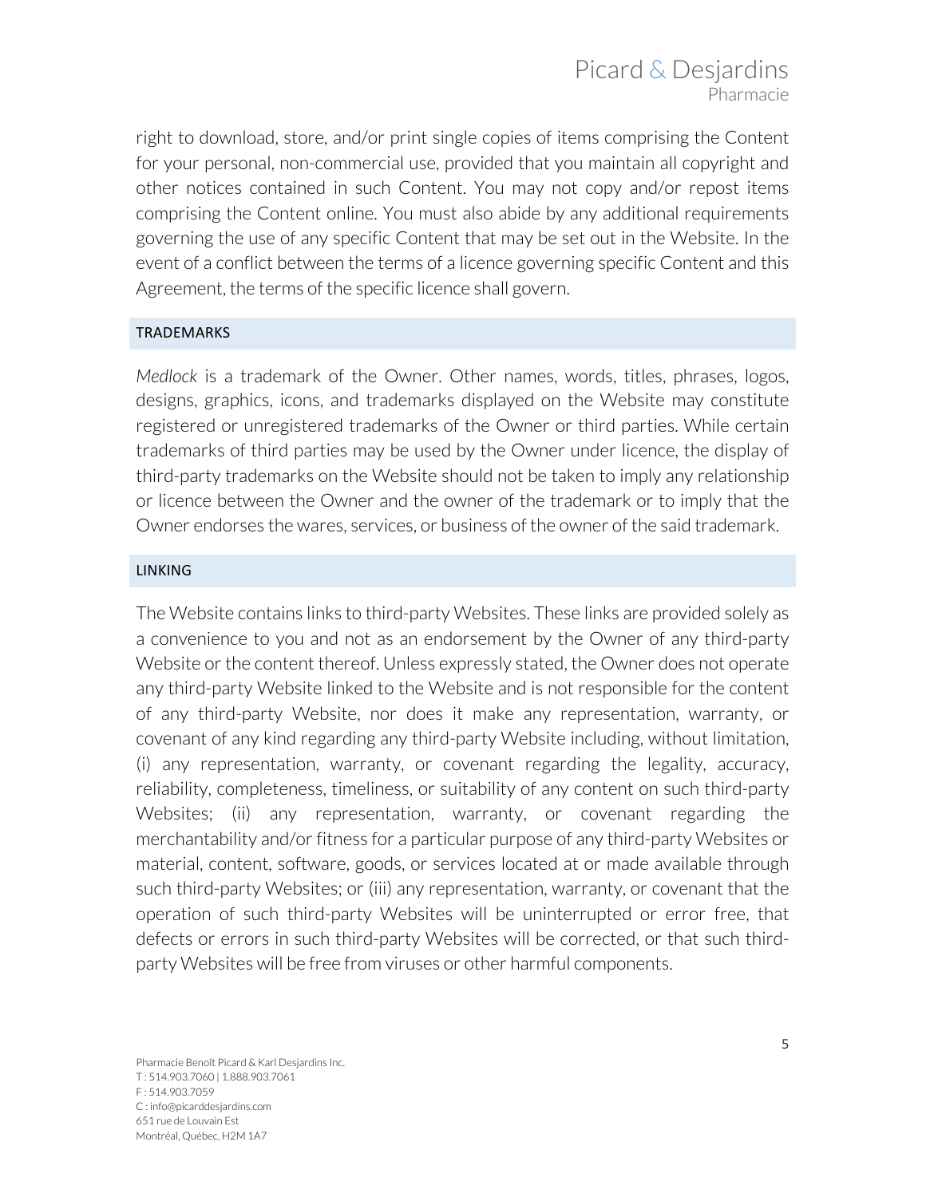right to download, store, and/or print single copies of items comprising the Content for your personal, non-commercial use, provided that you maintain all copyright and other notices contained in such Content. You may not copy and/or repost items comprising the Content online. You must also abide by any additional requirements governing the use of any specific Content that may be set out in the Website. In the event of a conflict between the terms of a licence governing specific Content and this Agreement, the terms of the specific licence shall govern.

## TRADEMARKS

*Medlock* is a trademark of the Owner. Other names, words, titles, phrases, logos, designs, graphics, icons, and trademarks displayed on the Website may constitute registered or unregistered trademarks of the Owner or third parties. While certain trademarks of third parties may be used by the Owner under licence, the display of third-party trademarks on the Website should not be taken to imply any relationship or licence between the Owner and the owner of the trademark or to imply that the Owner endorses the wares, services, or business of the owner of the said trademark.

## LINKING

The Website contains links to third-party Websites. These links are provided solely as a convenience to you and not as an endorsement by the Owner of any third-party Website or the content thereof. Unless expressly stated, the Owner does not operate any third-party Website linked to the Website and is not responsible for the content of any third-party Website, nor does it make any representation, warranty, or covenant of any kind regarding any third-party Website including, without limitation, (i) any representation, warranty, or covenant regarding the legality, accuracy, reliability, completeness, timeliness, or suitability of any content on such third-party Websites; (ii) any representation, warranty, or covenant regarding the merchantability and/or fitness for a particular purpose of any third-party Websites or material, content, software, goods, or services located at or made available through such third-party Websites; or (iii) any representation, warranty, or covenant that the operation of such third-party Websites will be uninterrupted or error free, that defects or errors in such third-party Websites will be corrected, or that such third-party Websites will be free from viruses or other harmful components.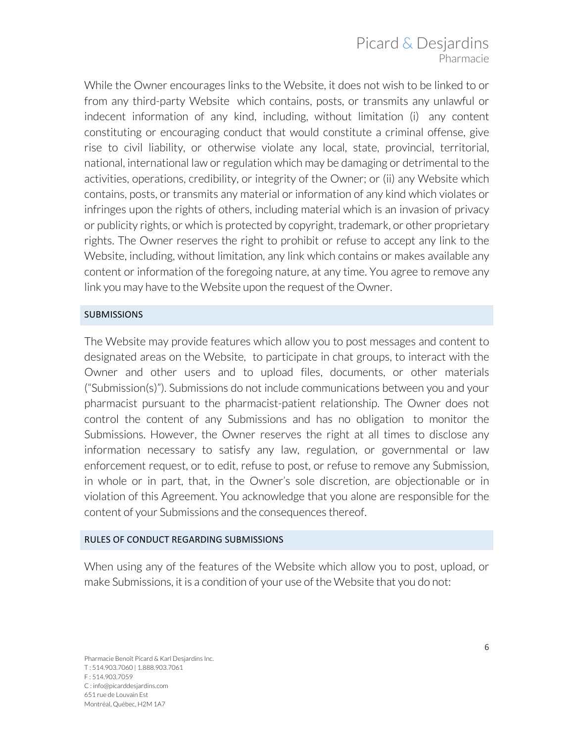While the Owner encourages links to the Website, it does not wish to be linked to or from any third-party Website which contains, posts, or transmits any unlawful or indecent information of any kind, including, without limitation (i) any content constituting or encouraging conduct that would constitute a criminal offense, give rise to civil liability, or otherwise violate any local, state, provincial, territorial, national, international law or regulation which may be damaging or detrimental to the activities, operations, credibility, or integrity of the Owner; or (ii) any Website which contains, posts, or transmits any material or information of any kind which violates or infringes upon the rights of others, including material which is an invasion of privacy or publicity rights, or which is protected by copyright, trademark, or other proprietary rights. The Owner reserves the right to prohibit or refuse to accept any link to the Website, including, without limitation, any link which contains or makes available any content or information of the foregoing nature, at any time. You agree to remove any link you may have to the Website upon the request of the Owner.

## SUBMISSIONS

The Website may provide features which allow you to post messages and content to designated areas on the Website, to participate in chat groups, to interact with the Owner and other users and to upload files, documents, or other materials ("Submission(s)"). Submissions do not include communications between you and your pharmacist pursuant to the pharmacist-patient relationship. The Owner does not control the content of any Submissions and has no obligation to monitor the Submissions. However, the Owner reserves the right at all times to disclose any information necessary to satisfy any law, regulation, or governmental or law enforcement request, or to edit, refuse to post, or refuse to remove any Submission, in whole or in part, that, in the Owner's sole discretion, are objectionable or in violation of this Agreement. You acknowledge that you alone are responsible for the content of your Submissions and the consequences thereof.

## RULES OF CONDUCT REGARDING SUBMISSIONS

When using any of the features of the Website which allow you to post, upload, or make Submissions, it is a condition of your use of the Website that you do not: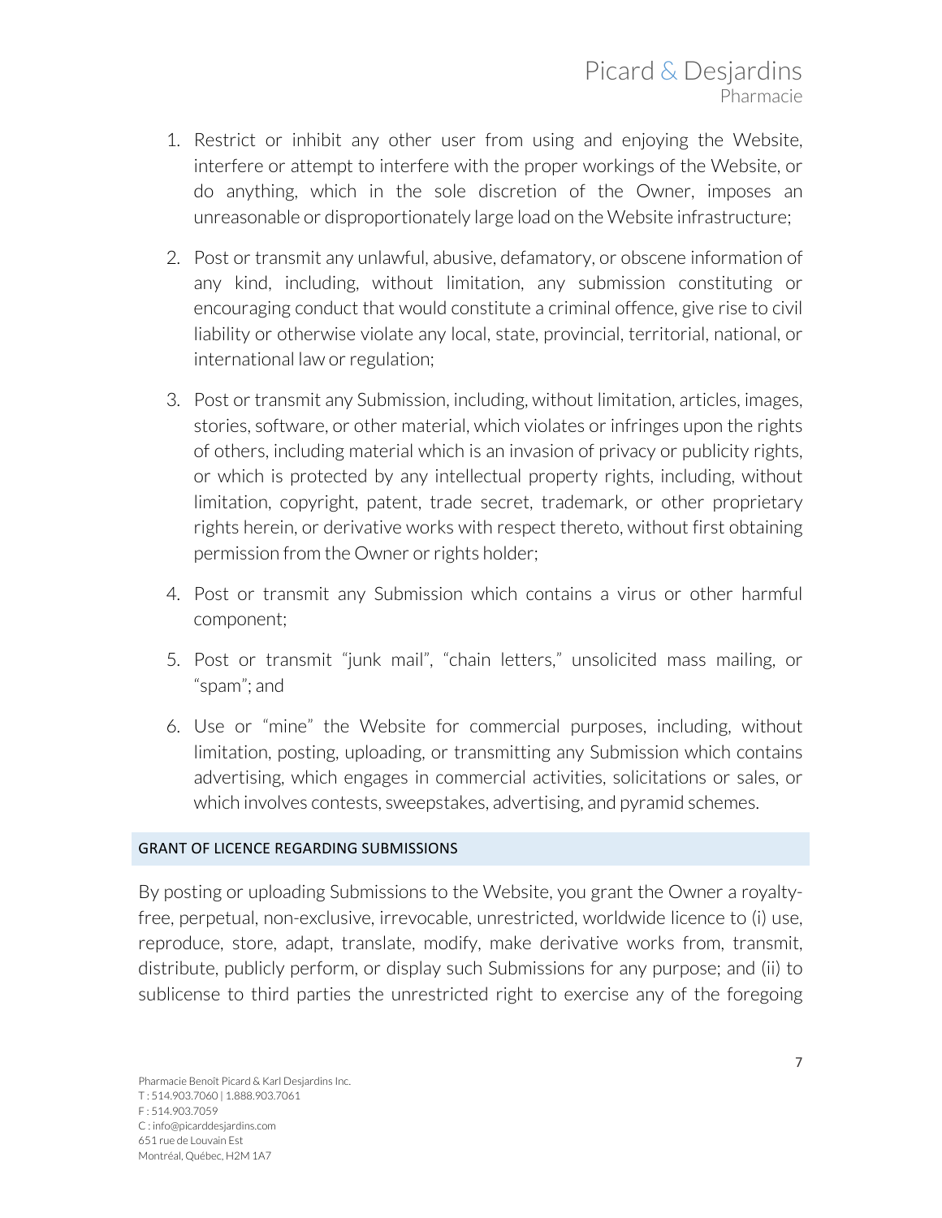1. Restrict or inhibit any other user from using and enjoying the Website, interfere or attempt to interfere with the proper workings of the Website, or do anything, which in the sole discretion of the Owner, imposes an unreasonable or disproportionately large load on the Website infrastructure;

2. Post or transmit any unlawful, abusive, defamatory, or obscene information of any kind, including, without limitation, any submission constituting or encouraging conduct that would constitute a criminal offence, give rise to civil liability or otherwise violate any local, state, provincial, territorial, national, or international law or regulation;

3. Post or transmit any Submission, including, without limitation, articles, images, stories, software, or other material, which violates or infringes upon the rights of others, including material which is an invasion of privacy or publicity rights, or which is protected by any intellectual property rights, including, without limitation, copyright, patent, trade secret, trademark, or other proprietary rights herein, or derivative works with respect thereto, without first obtaining permission from the Owner or rights holder;

4. Post or transmit any Submission which contains a virus or other harmful component;

5. Post or transmit "junk mail", "chain letters," unsolicited mass mailing, or "spam"; and

6. Use or "mine" the Website for commercial purposes, including, without limitation, posting, uploading, or transmitting any Submission which contains advertising, which engages in commercial activities, solicitations or sales, or which involves contests, sweepstakes, advertising, and pyramid schemes.

## GRANT OF LICENCE REGARDING SUBMISSIONS

By posting or uploading Submissions to the Website, you grant the Owner a royalty-free, perpetual, non-exclusive, irrevocable, unrestricted, worldwide licence to (i) use, reproduce, store, adapt, translate, modify, make derivative works from, transmit, distribute, publicly perform, or display such Submissions for any purpose; and (ii) to sublicense to third parties the unrestricted right to exercise any of the foregoing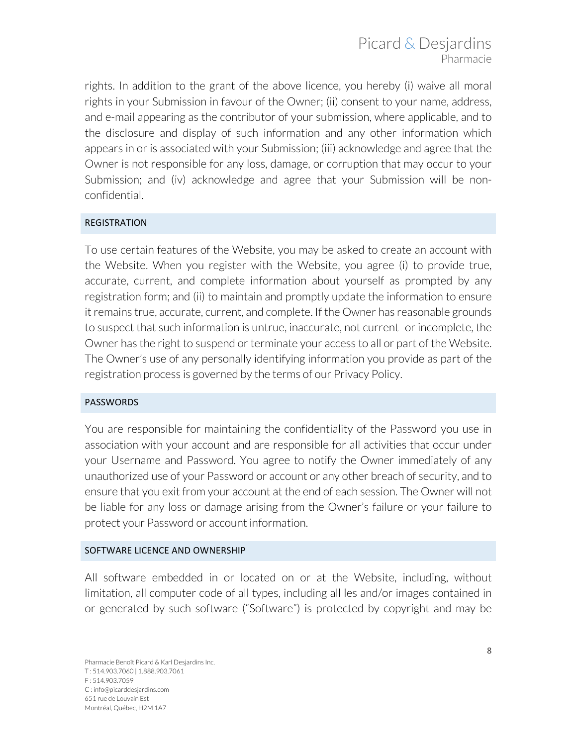rights. In addition to the grant of the above licence, you hereby (i) waive all moral rights in your Submission in favour of the Owner; (ii) consent to your name, address, and e-mail appearing as the contributor of your submission, where applicable, and to the disclosure and display of such information and any other information which appears in or is associated with your Submission; (iii) acknowledge and agree that the Owner is not responsible for any loss, damage, or corruption that may occur to your Submission; and (iv) acknowledge and agree that your Submission will be non-confidential.

## REGISTRATION

To use certain features of the Website, you may be asked to create an account with the Website. When you register with the Website, you agree (i) to provide true, accurate, current, and complete information about yourself as prompted by any registration form; and (ii) to maintain and promptly update the information to ensure it remains true, accurate, current, and complete. If the Owner has reasonable grounds to suspect that such information is untrue, inaccurate, not current or incomplete, the Owner has the right to suspend or terminate your access to all or part of the Website. The Owner's use of any personally identifying information you provide as part of the registration process is governed by the terms of our Privacy Policy.

## PASSWORDS

You are responsible for maintaining the confidentiality of the Password you use in association with your account and are responsible for all activities that occur under your Username and Password. You agree to notify the Owner immediately of any unauthorized use of your Password or account or any other breach of security, and to ensure that you exit from your account at the end of each session. The Owner will not be liable for any loss or damage arising from the Owner's failure or your failure to protect your Password or account information.

## SOFTWARE LICENCE AND OWNERSHIP

All software embedded in or located on or at the Website, including, without limitation, all computer code of all types, including all les and/or images contained in or generated by such software ("Software") is protected by copyright and may be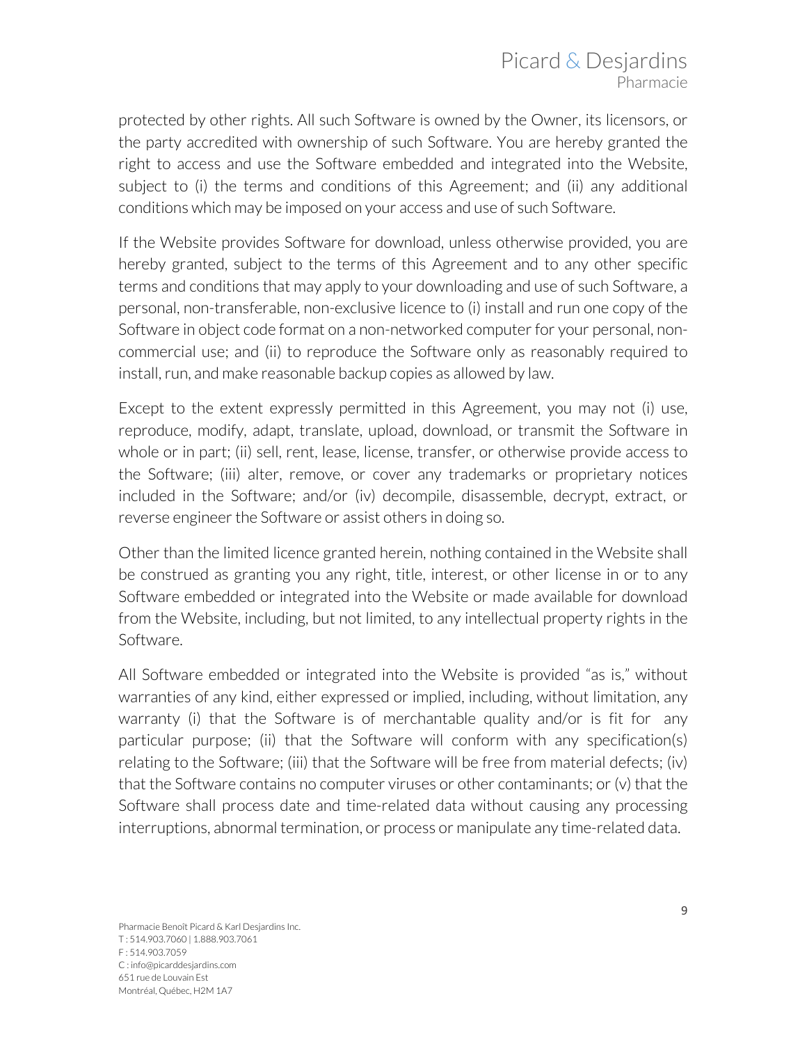protected by other rights. All such Software is owned by the Owner, its licensors, or the party accredited with ownership of such Software. You are hereby granted the right to access and use the Software embedded and integrated into the Website, subject to (i) the terms and conditions of this Agreement; and (ii) any additional conditions which may be imposed on your access and use of such Software.

If the Website provides Software for download, unless otherwise provided, you are hereby granted, subject to the terms of this Agreement and to any other specific terms and conditions that may apply to your downloading and use of such Software, a personal, non-transferable, non-exclusive licence to (i) install and run one copy of the Software in object code format on a non-networked computer for your personal, non-commercial use; and (ii) to reproduce the Software only as reasonably required to install, run, and make reasonable backup copies as allowed by law.

Except to the extent expressly permitted in this Agreement, you may not (i) use, reproduce, modify, adapt, translate, upload, download, or transmit the Software in whole or in part; (ii) sell, rent, lease, license, transfer, or otherwise provide access to the Software; (iii) alter, remove, or cover any trademarks or proprietary notices included in the Software; and/or (iv) decompile, disassemble, decrypt, extract, or reverse engineer the Software or assist others in doing so.

Other than the limited licence granted herein, nothing contained in the Website shall be construed as granting you any right, title, interest, or other license in or to any Software embedded or integrated into the Website or made available for download from the Website, including, but not limited, to any intellectual property rights in the Software.

All Software embedded or integrated into the Website is provided "as is," without warranties of any kind, either expressed or implied, including, without limitation, any warranty (i) that the Software is of merchantable quality and/or is fit for any particular purpose; (ii) that the Software will conform with any specification(s) relating to the Software; (iii) that the Software will be free from material defects; (iv) that the Software contains no computer viruses or other contaminants; or (v) that the Software shall process date and time-related data without causing any processing interruptions, abnormal termination, or process or manipulate any time-related data.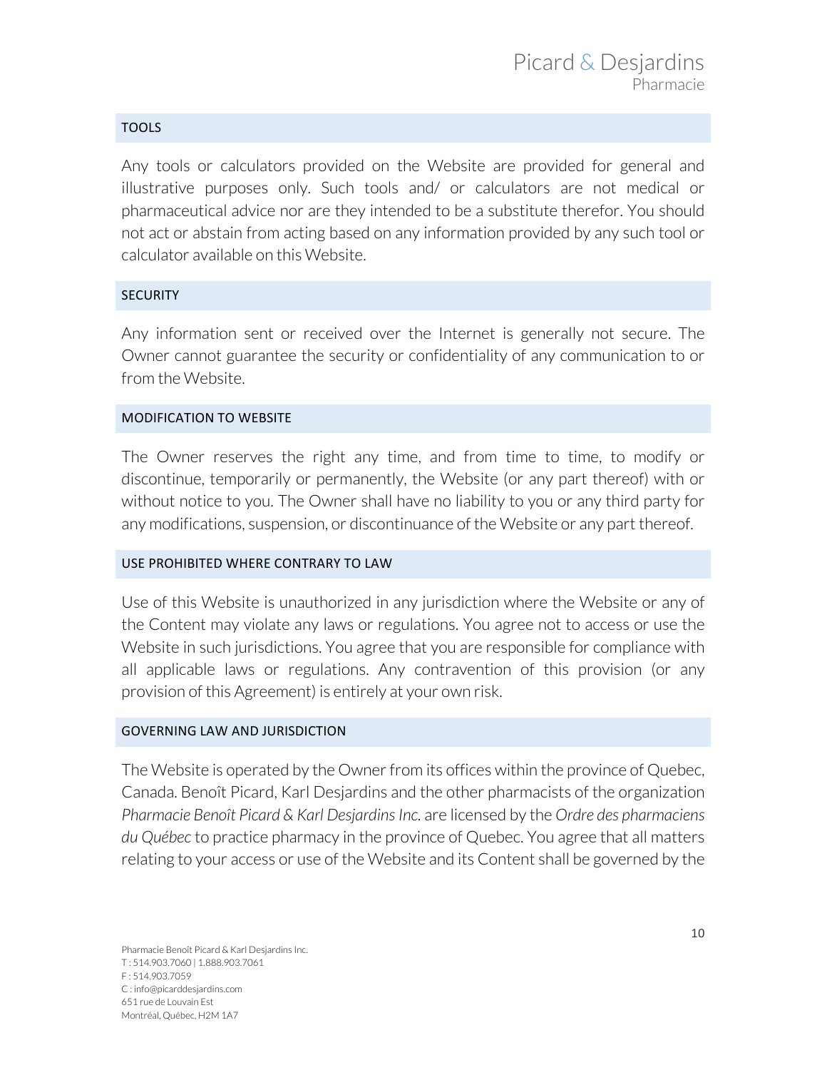## TOOLS

Any tools or calculators provided on the Website are provided for general and illustrative purposes only. Such tools and/ or calculators are not medical or pharmaceutical advice nor are they intended to be a substitute therefor. You should not act or abstain from acting based on any information provided by any such tool or calculator available on this Website.

## SECURITY

Any information sent or received over the Internet is generally not secure. The Owner cannot guarantee the security or confidentiality of any communication to or from the Website.

## MODIFICATION TO WEBSITE

The Owner reserves the right any time, and from time to time, to modify or discontinue, temporarily or permanently, the Website (or any part thereof) with or without notice to you. The Owner shall have no liability to you or any third party for any modifications, suspension, or discontinuance of the Website or any part thereof.

## USE PROHIBITED WHERE CONTRARY TO LAW

Use of this Website is unauthorized in any jurisdiction where the Website or any of the Content may violate any laws or regulations. You agree not to access or use the Website in such jurisdictions. You agree that you are responsible for compliance with all applicable laws or regulations. Any contravention of this provision (or any provision of this Agreement) is entirely at your own risk.

## GOVERNING LAW AND JURISDICTION

The Website is operated by the Owner from its offices within the province of Quebec, Canada. Benoît Picard, Karl Desjardins and the other pharmacists of the organization *Pharmacie Benoît Picard & Karl Desjardins Inc.* are licensed by the *Ordre des pharmaciens du Québec* to practice pharmacy in the province of Quebec. You agree that all matters relating to your access or use of the Website and its Content shall be governed by the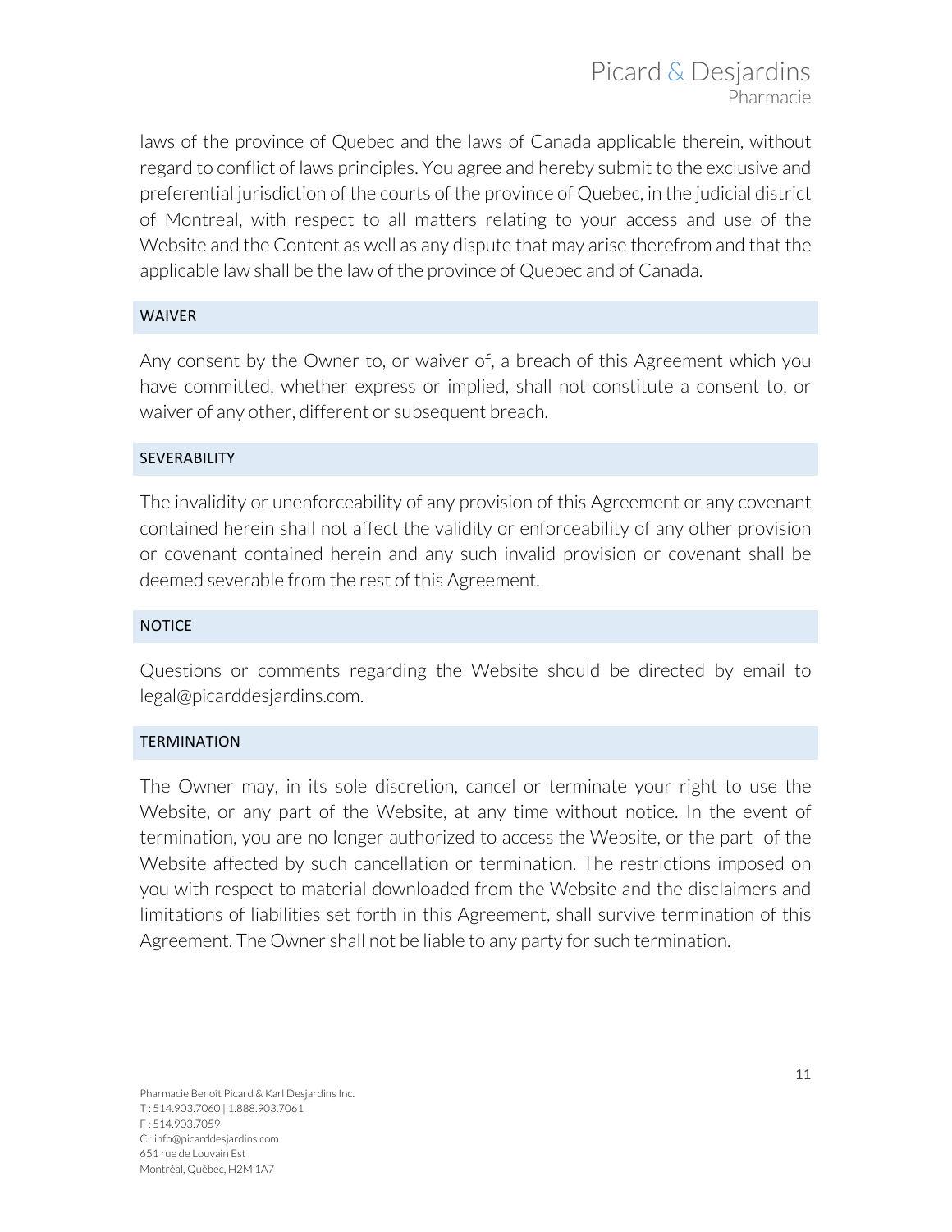laws of the province of Quebec and the laws of Canada applicable therein, without regard to conflict of laws principles. You agree and hereby submit to the exclusive and preferential jurisdiction of the courts of the province of Quebec, in the judicial district of Montreal, with respect to all matters relating to your access and use of the Website and the Content as well as any dispute that may arise therefrom and that the applicable law shall be the law of the province of Quebec and of Canada.

## WAIVER

Any consent by the Owner to, or waiver of, a breach of this Agreement which you have committed, whether express or implied, shall not constitute a consent to, or waiver of any other, different or subsequent breach.

## SEVERABILITY

The invalidity or unenforceability of any provision of this Agreement or any covenant contained herein shall not affect the validity or enforceability of any other provision or covenant contained herein and any such invalid provision or covenant shall be deemed severable from the rest of this Agreement.

## NOTICE

Questions or comments regarding the Website should be directed by email to legal@picarddesjardins.com.

## TERMINATION

The Owner may, in its sole discretion, cancel or terminate your right to use the Website, or any part of the Website, at any time without notice. In the event of termination, you are no longer authorized to access the Website, or the part of the Website affected by such cancellation or termination. The restrictions imposed on you with respect to material downloaded from the Website and the disclaimers and limitations of liabilities set forth in this Agreement, shall survive termination of this Agreement. The Owner shall not be liable to any party for such termination.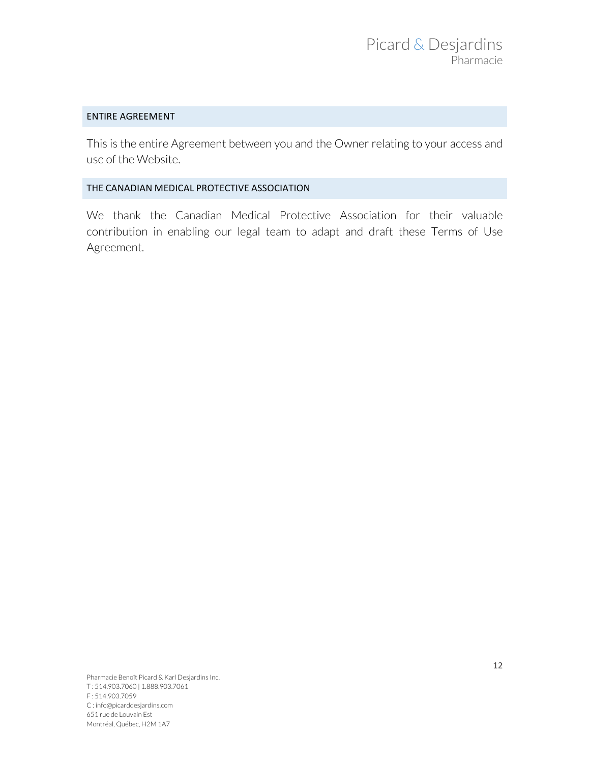## ENTIRE AGREEMENT

This is the entire Agreement between you and the Owner relating to your access and use of the Website.

## THE CANADIAN MEDICAL PROTECTIVE ASSOCIATION

We thank the Canadian Medical Protective Association for their valuable contribution in enabling our legal team to adapt and draft these Terms of Use Agreement.